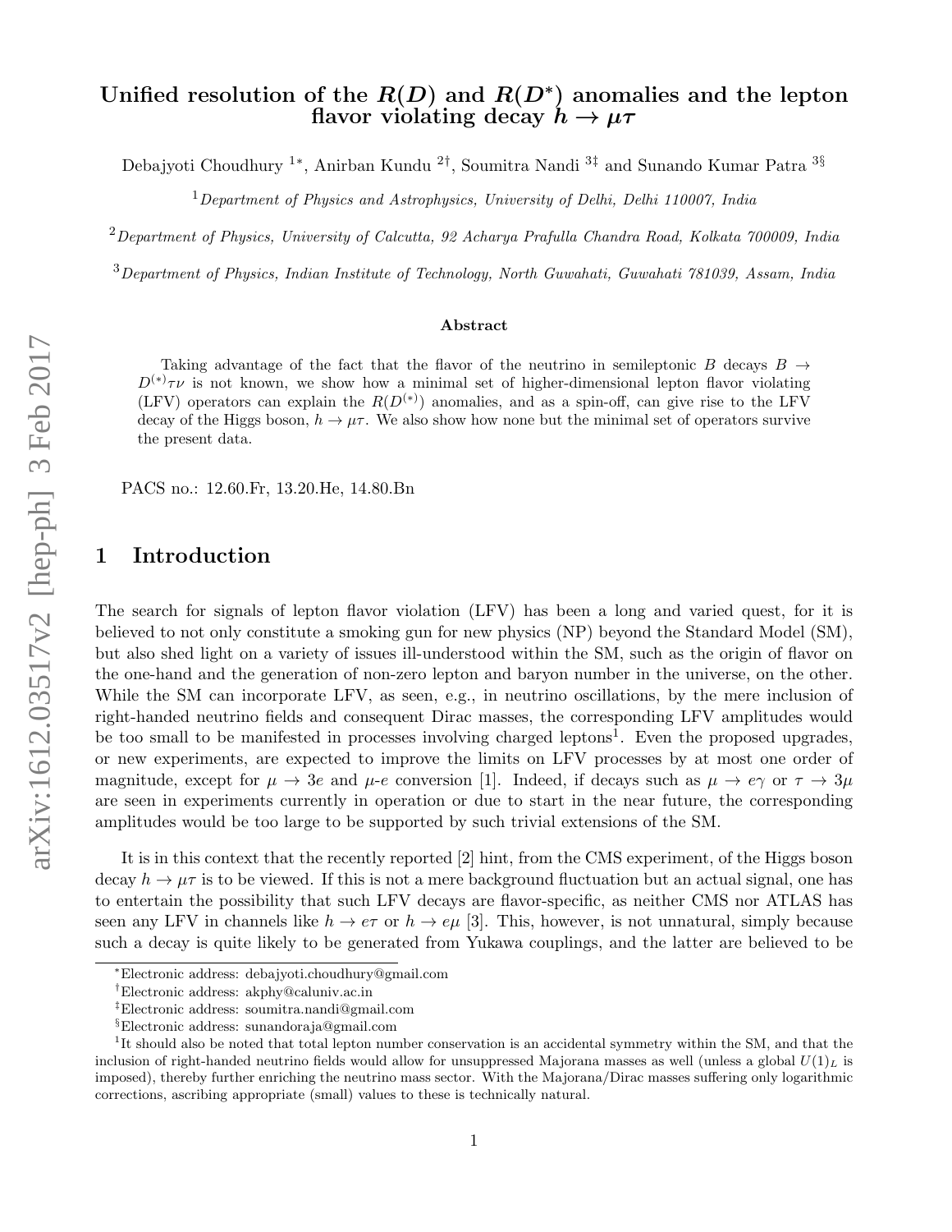# Unified resolution of the $R(D)$ and $R(D^*)$ anomalies and the lepton flavor violating decay $h \to \mu\tau$

Debajyoti Choudhury [1*], Anirban Kundu [2†], Soumitra Nandi [3‡] and Sunando Kumar Patra [3§]

[1] *Department of Physics and Astrophysics, University of Delhi, Delhi 110007, India*

[2] *Department of Physics, University of Calcutta, 92 Acharya Prafulla Chandra Road, Kolkata 700009, India*

[3] *Department of Physics, Indian Institute of Technology, North Guwahati, Guwahati 781039, Assam, India*

### Abstract

Taking advantage of the fact that the flavor of the neutrino in semileptonic $B$ decays $B \to D^{(*)}\tau\nu$ is not known, we show how a minimal set of higher-dimensional lepton flavor violating (LFV) operators can explain the $R(D^{(*)})$ anomalies, and as a spin-off, can give rise to the LFV decay of the Higgs boson, $h \to \mu\tau$. We also show how none but the minimal set of operators survive the present data.

PACS no.: 12.60.Fr, 13.20.He, 14.80.Bn

## 1 Introduction

The search for signals of lepton flavor violation (LFV) has been a long and varied quest, for it is believed to not only constitute a smoking gun for new physics (NP) beyond the Standard Model (SM), but also shed light on a variety of issues ill-understood within the SM, such as the origin of flavor on the one-hand and the generation of non-zero lepton and baryon number in the universe, on the other. While the SM can incorporate LFV, as seen, e.g., in neutrino oscillations, by the mere inclusion of right-handed neutrino fields and consequent Dirac masses, the corresponding LFV amplitudes would be too small to be manifested in processes involving charged leptons[1]. Even the proposed upgrades, or new experiments, are expected to improve the limits on LFV processes by at most one order of magnitude, except for $\mu \to 3e$ and $\mu$-$e$ conversion [1]. Indeed, if decays such as $\mu \to e\gamma$ or $\tau \to 3\mu$ are seen in experiments currently in operation or due to start in the near future, the corresponding amplitudes would be too large to be supported by such trivial extensions of the SM.

It is in this context that the recently reported [2] hint, from the CMS experiment, of the Higgs boson decay $h \to \mu\tau$ is to be viewed. If this is not a mere background fluctuation but an actual signal, one has to entertain the possibility that such LFV decays are flavor-specific, as neither CMS nor ATLAS has seen any LFV in channels like $h \to e\tau$ or $h \to e\mu$ [3]. This, however, is not unnatural, simply because such a decay is quite likely to be generated from Yukawa couplings, and the latter are believed to be

---

*Electronic address: debajyoti.choudhury@gmail.com

†Electronic address: akphy@caluniv.ac.in

‡Electronic address: soumitra.nandi@gmail.com

§Electronic address: sunandoraja@gmail.com

[1] It should also be noted that total lepton number conservation is an accidental symmetry within the SM, and that the inclusion of right-handed neutrino fields would allow for unsuppressed Majorana masses as well (unless a global $U(1)_L$ is imposed), thereby further enriching the neutrino mass sector. With the Majorana/Dirac masses suffering only logarithmic corrections, ascribing appropriate (small) values to these is technically natural.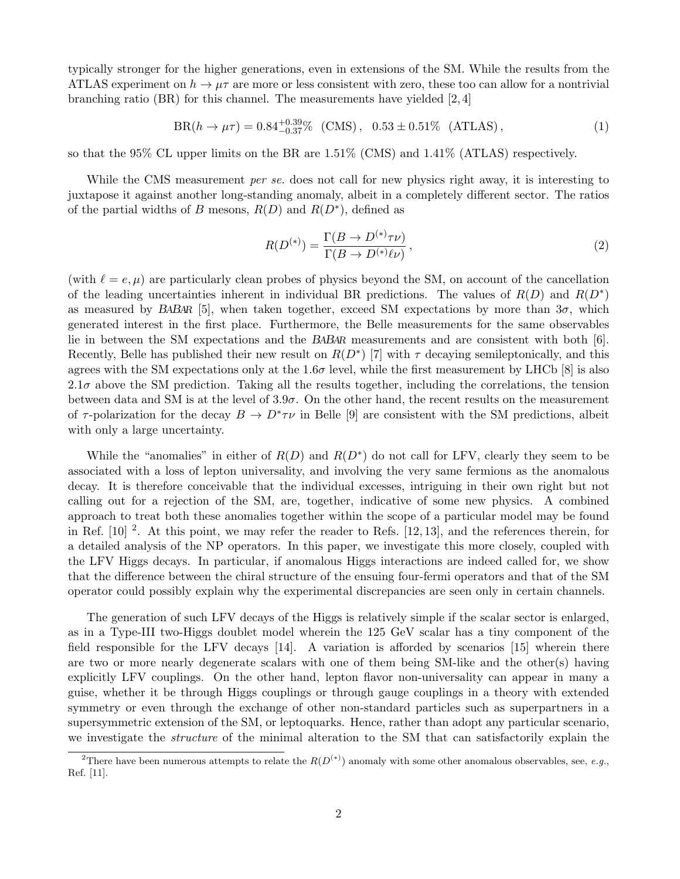typically stronger for the higher generations, even in extensions of the SM. While the results from the ATLAS experiment on $h \to \mu\tau$ are more or less consistent with zero, these too can allow for a nontrivial branching ratio (BR) for this channel. The measurements have yielded [2, 4]

$$\text{BR}(h \to \mu\tau) = 0.84^{+0.39}_{-0.37}\% \ \ (\text{CMS}) \,, \ \ 0.53 \pm 0.51\% \ \ (\text{ATLAS}) \,, \tag{1}$$

so that the 95% CL upper limits on the BR are 1.51% (CMS) and 1.41% (ATLAS) respectively.

While the CMS measurement *per se.* does not call for new physics right away, it is interesting to juxtapose it against another long-standing anomaly, albeit in a completely different sector. The ratios of the partial widths of $B$ mesons, $R(D)$ and $R(D^*)$, defined as

$$R(D^{(*)}) = \frac{\Gamma(B \to D^{(*)}\tau\nu)}{\Gamma(B \to D^{(*)}\ell\nu)} \,, \tag{2}$$

(with $\ell = e, \mu$) are particularly clean probes of physics beyond the SM, on account of the cancellation of the leading uncertainties inherent in individual BR predictions. The values of $R(D)$ and $R(D^*)$ as measured by *BABAR* [5], when taken together, exceed SM expectations by more than $3\sigma$, which generated interest in the first place. Furthermore, the Belle measurements for the same observables lie in between the SM expectations and the *BABAR* measurements and are consistent with both [6]. Recently, Belle has published their new result on $R(D^*)$ [7] with $\tau$ decaying semileptonically, and this agrees with the SM expectations only at the $1.6\sigma$ level, while the first measurement by LHCb [8] is also $2.1\sigma$ above the SM prediction. Taking all the results together, including the correlations, the tension between data and SM is at the level of $3.9\sigma$. On the other hand, the recent results on the measurement of $\tau$-polarization for the decay $B \to D^*\tau\nu$ in Belle [9] are consistent with the SM predictions, albeit with only a large uncertainty.

While the "anomalies" in either of $R(D)$ and $R(D^*)$ do not call for LFV, clearly they seem to be associated with a loss of lepton universality, and involving the very same fermions as the anomalous decay. It is therefore conceivable that the individual excesses, intriguing in their own right but not calling out for a rejection of the SM, are, together, indicative of some new physics. A combined approach to treat both these anomalies together within the scope of a particular model may be found in Ref. [10] [2]. At this point, we may refer the reader to Refs. [12, 13], and the references therein, for a detailed analysis of the NP operators. In this paper, we investigate this more closely, coupled with the LFV Higgs decays. In particular, if anomalous Higgs interactions are indeed called for, we show that the difference between the chiral structure of the ensuing four-fermi operators and that of the SM operator could possibly explain why the experimental discrepancies are seen only in certain channels.

The generation of such LFV decays of the Higgs is relatively simple if the scalar sector is enlarged, as in a Type-III two-Higgs doublet model wherein the 125 GeV scalar has a tiny component of the field responsible for the LFV decays [14]. A variation is afforded by scenarios [15] wherein there are two or more nearly degenerate scalars with one of them being SM-like and the other(s) having explicitly LFV couplings. On the other hand, lepton flavor non-universality can appear in many a guise, whether it be through Higgs couplings or through gauge couplings in a theory with extended symmetry or even through the exchange of other non-standard particles such as superpartners in a supersymmetric extension of the SM, or leptoquarks. Hence, rather than adopt any particular scenario, we investigate the *structure* of the minimal alteration to the SM that can satisfactorily explain the

[2] There have been numerous attempts to relate the $R(D^{(*)})$ anomaly with some other anomalous observables, see, *e.g.*, Ref. [11].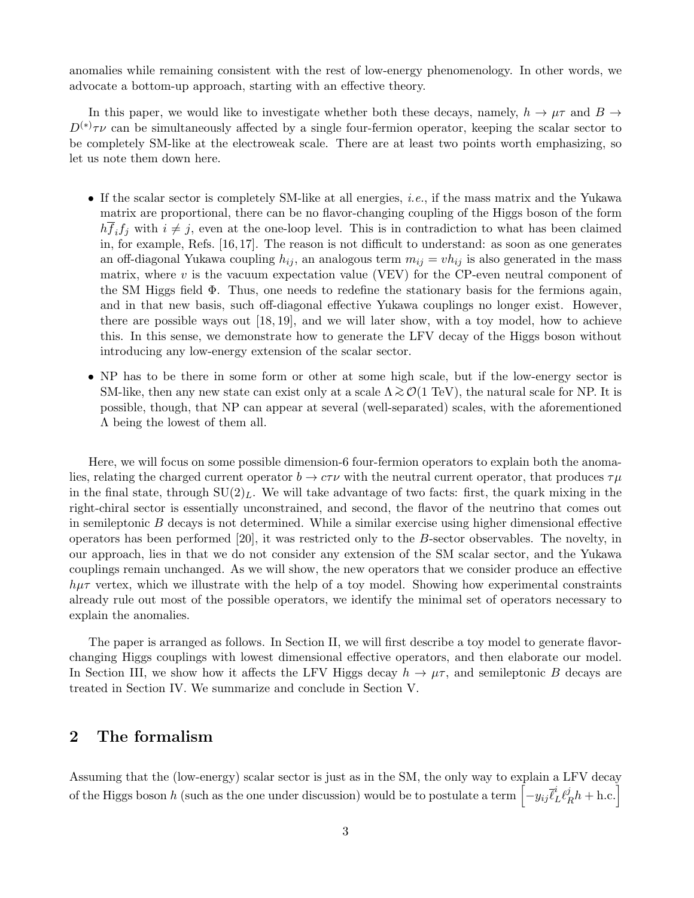anomalies while remaining consistent with the rest of low-energy phenomenology. In other words, we advocate a bottom-up approach, starting with an effective theory.

In this paper, we would like to investigate whether both these decays, namely, $h \to \mu\tau$ and $B \to D^{(*)}\tau\nu$ can be simultaneously affected by a single four-fermion operator, keeping the scalar sector to be completely SM-like at the electroweak scale. There are at least two points worth emphasizing, so let us note them down here.

- If the scalar sector is completely SM-like at all energies, *i.e.*, if the mass matrix and the Yukawa matrix are proportional, there can be no flavor-changing coupling of the Higgs boson of the form $h\overline{f}_i f_j$ with $i \neq j$, even at the one-loop level. This is in contradiction to what has been claimed in, for example, Refs. [16, 17]. The reason is not difficult to understand: as soon as one generates an off-diagonal Yukawa coupling $h_{ij}$, an analogous term $m_{ij} = vh_{ij}$ is also generated in the mass matrix, where $v$ is the vacuum expectation value (VEV) for the CP-even neutral component of the SM Higgs field $\Phi$. Thus, one needs to redefine the stationary basis for the fermions again, and in that new basis, such off-diagonal effective Yukawa couplings no longer exist. However, there are possible ways out [18, 19], and we will later show, with a toy model, how to achieve this. In this sense, we demonstrate how to generate the LFV decay of the Higgs boson without introducing any low-energy extension of the scalar sector.
- NP has to be there in some form or other at some high scale, but if the low-energy sector is SM-like, then any new state can exist only at a scale $\Lambda \gtrsim \mathcal{O}(1\ \text{TeV})$, the natural scale for NP. It is possible, though, that NP can appear at several (well-separated) scales, with the aforementioned $\Lambda$ being the lowest of them all.

Here, we will focus on some possible dimension-6 four-fermion operators to explain both the anomalies, relating the charged current operator $b \to c\tau\nu$ with the neutral current operator, that produces $\tau\mu$ in the final state, through $\text{SU}(2)_L$. We will take advantage of two facts: first, the quark mixing in the right-chiral sector is essentially unconstrained, and second, the flavor of the neutrino that comes out in semileptonic $B$ decays is not determined. While a similar exercise using higher dimensional effective operators has been performed [20], it was restricted only to the $B$-sector observables. The novelty, in our approach, lies in that we do not consider any extension of the SM scalar sector, and the Yukawa couplings remain unchanged. As we will show, the new operators that we consider produce an effective $h\mu\tau$ vertex, which we illustrate with the help of a toy model. Showing how experimental constraints already rule out most of the possible operators, we identify the minimal set of operators necessary to explain the anomalies.

The paper is arranged as follows. In Section II, we will first describe a toy model to generate flavor-changing Higgs couplings with lowest dimensional effective operators, and then elaborate our model. In Section III, we show how it affects the LFV Higgs decay $h \to \mu\tau$, and semileptonic $B$ decays are treated in Section IV. We summarize and conclude in Section V.

## 2 The formalism

Assuming that the (low-energy) scalar sector is just as in the SM, the only way to explain a LFV decay of the Higgs boson $h$ (such as the one under discussion) would be to postulate a term $\left[-y_{ij}\overline{\ell}_L^i \ell_R^j h + \text{h.c.}\right]$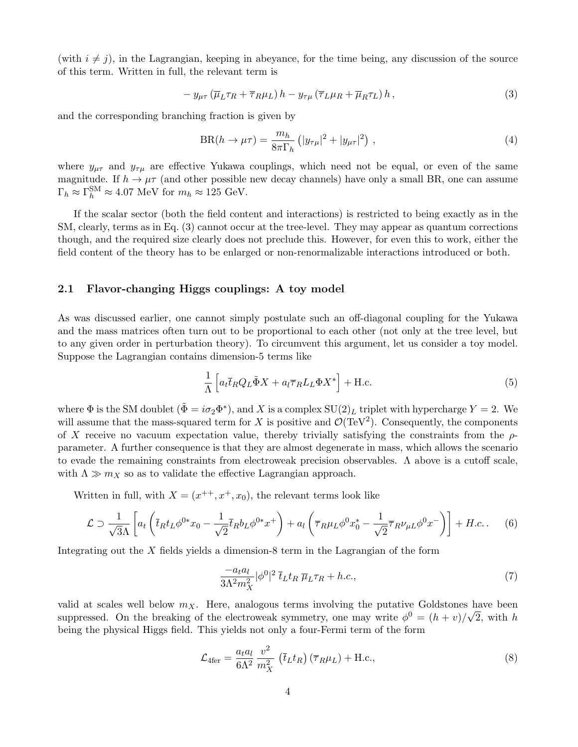(with $i \neq j$), in the Lagrangian, keeping in abeyance, for the time being, any discussion of the source of this term. Written in full, the relevant term is

$$- y_{\mu\tau} \left( \overline{\mu}_L \tau_R + \overline{\tau}_R \mu_L \right) h - y_{\tau\mu} \left( \overline{\tau}_L \mu_R + \overline{\mu}_R \tau_L \right) h \,, \tag{3}$$

and the corresponding branching fraction is given by

$$\mathrm{BR}(h \to \mu\tau) = \frac{m_h}{8\pi \Gamma_h} \left( |y_{\tau\mu}|^2 + |y_{\mu\tau}|^2 \right) \,, \tag{4}$$

where $y_{\mu\tau}$ and $y_{\tau\mu}$ are effective Yukawa couplings, which need not be equal, or even of the same magnitude. If $h \to \mu\tau$ (and other possible new decay channels) have only a small BR, one can assume $\Gamma_h \approx \Gamma_h^{\mathrm{SM}} \approx 4.07$ MeV for $m_h \approx 125$ GeV.

If the scalar sector (both the field content and interactions) is restricted to being exactly as in the SM, clearly, terms as in Eq. (3) cannot occur at the tree-level. They may appear as quantum corrections though, and the required size clearly does not preclude this. However, for even this to work, either the field content of the theory has to be enlarged or non-renormalizable interactions introduced or both.

### 2.1 Flavor-changing Higgs couplings: A toy model

As was discussed earlier, one cannot simply postulate such an off-diagonal coupling for the Yukawa and the mass matrices often turn out to be proportional to each other (not only at the tree level, but to any given order in perturbation theory). To circumvent this argument, let us consider a toy model. Suppose the Lagrangian contains dimension-5 terms like

$$\frac{1}{\Lambda} \left[ a_t \overline{t}_R Q_L \tilde{\Phi} X + a_l \overline{\tau}_R L_L \Phi X^* \right] + \mathrm{H.c.} \tag{5}$$

where $\Phi$ is the SM doublet ($\tilde{\Phi} = i\sigma_2 \Phi^*$), and $X$ is a complex $\mathrm{SU}(2)_L$ triplet with hypercharge $Y = 2$. We will assume that the mass-squared term for $X$ is positive and $\mathcal{O}(\mathrm{TeV}^2)$. Consequently, the components of $X$ receive no vacuum expectation value, thereby trivially satisfying the constraints from the $\rho$-parameter. A further consequence is that they are almost degenerate in mass, which allows the scenario to evade the remaining constraints from electroweak precision observables. $\Lambda$ above is a cutoff scale, with $\Lambda \gg m_X$ so as to validate the effective Lagrangian approach.

Written in full, with $X = (x^{++}, x^+, x_0)$, the relevant terms look like

$$\mathcal{L} \supset \frac{1}{\sqrt{3}\Lambda} \left[ a_t \left( \overline{t}_R t_L \phi^{0*} x_0 - \frac{1}{\sqrt{2}} \overline{t}_R b_L \phi^{0*} x^+ \right) + a_l \left( \overline{\tau}_R \mu_L \phi^0 x_0^* - \frac{1}{\sqrt{2}} \overline{\tau}_R \nu_{\mu L} \phi^0 x^- \right) \right] + H.c.\,. \tag{6}$$

Integrating out the $X$ fields yields a dimension-8 term in the Lagrangian of the form

$$\frac{-a_t a_l}{3\Lambda^2 m_X^2} |\phi^0|^2 \, \overline{t}_L t_R \, \overline{\mu}_L \tau_R + h.c., \tag{7}$$

valid at scales well below $m_X$. Here, analogous terms involving the putative Goldstones have been suppressed. On the breaking of the electroweak symmetry, one may write $\phi^0 = (h + v)/\sqrt{2}$, with $h$ being the physical Higgs field. This yields not only a four-Fermi term of the form

$$\mathcal{L}_{\text{4fer}} = \frac{a_t a_l}{6\Lambda^2} \frac{v^2}{m_X^2} \left( \overline{t}_L t_R \right) \left( \overline{\tau}_R \mu_L \right) + \mathrm{H.c.}, \tag{8}$$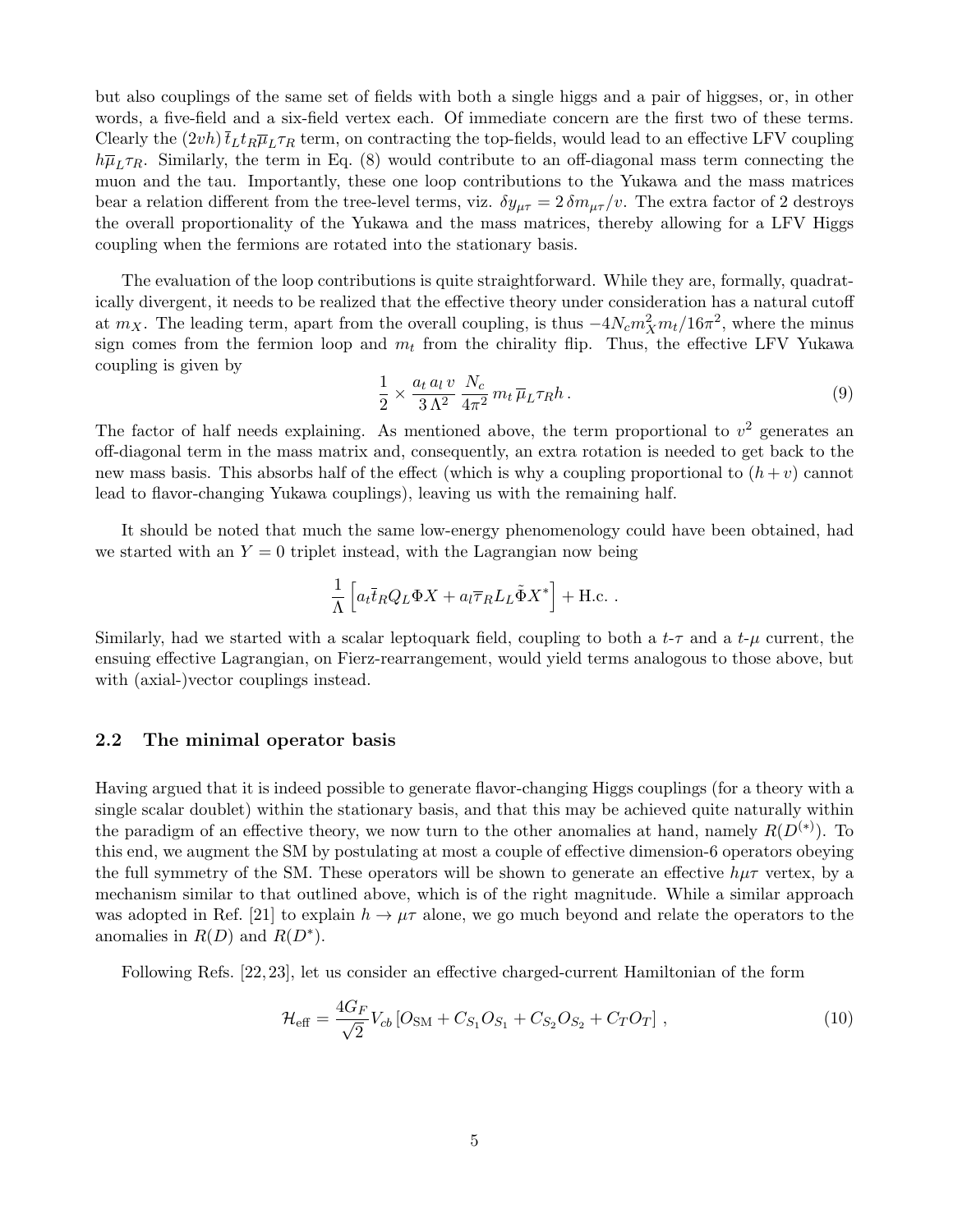but also couplings of the same set of fields with both a single higgs and a pair of higgses, or, in other words, a five-field and a six-field vertex each. Of immediate concern are the first two of these terms. Clearly the $(2vh)\,\bar{t}_L t_R \overline{\mu}_L \tau_R$ term, on contracting the top-fields, would lead to an effective LFV coupling $h\overline{\mu}_L\tau_R$. Similarly, the term in Eq. (8) would contribute to an off-diagonal mass term connecting the muon and the tau. Importantly, these one loop contributions to the Yukawa and the mass matrices bear a relation different from the tree-level terms, viz. $\delta y_{\mu\tau} = 2\,\delta m_{\mu\tau}/v$. The extra factor of 2 destroys the overall proportionality of the Yukawa and the mass matrices, thereby allowing for a LFV Higgs coupling when the fermions are rotated into the stationary basis.

The evaluation of the loop contributions is quite straightforward. While they are, formally, quadratically divergent, it needs to be realized that the effective theory under consideration has a natural cutoff at $m_X$. The leading term, apart from the overall coupling, is thus $-4N_c m_X^2 m_t/16\pi^2$, where the minus sign comes from the fermion loop and $m_t$ from the chirality flip. Thus, the effective LFV Yukawa coupling is given by

$$\frac{1}{2} \times \frac{a_t\, a_l\, v}{3\,\Lambda^2}\, \frac{N_c}{4\pi^2}\, m_t\, \overline{\mu}_L \tau_R h\,. \tag{9}$$

The factor of half needs explaining. As mentioned above, the term proportional to $v^2$ generates an off-diagonal term in the mass matrix and, consequently, an extra rotation is needed to get back to the new mass basis. This absorbs half of the effect (which is why a coupling proportional to $(h+v)$ cannot lead to flavor-changing Yukawa couplings), leaving us with the remaining half.

It should be noted that much the same low-energy phenomenology could have been obtained, had we started with an $Y = 0$ triplet instead, with the Lagrangian now being

$$\frac{1}{\Lambda}\left[a_t \bar{t}_R Q_L \Phi X + a_l \overline{\tau}_R L_L \tilde{\Phi} X^*\right] + \text{H.c.}\,.$$

Similarly, had we started with a scalar leptoquark field, coupling to both a $t$-$\tau$ and a $t$-$\mu$ current, the ensuing effective Lagrangian, on Fierz-rearrangement, would yield terms analogous to those above, but with (axial-)vector couplings instead.

## 2.2 The minimal operator basis

Having argued that it is indeed possible to generate flavor-changing Higgs couplings (for a theory with a single scalar doublet) within the stationary basis, and that this may be achieved quite naturally within the paradigm of an effective theory, we now turn to the other anomalies at hand, namely $R(D^{(*)})$. To this end, we augment the SM by postulating at most a couple of effective dimension-6 operators obeying the full symmetry of the SM. These operators will be shown to generate an effective $h\mu\tau$ vertex, by a mechanism similar to that outlined above, which is of the right magnitude. While a similar approach was adopted in Ref. [21] to explain $h \to \mu\tau$ alone, we go much beyond and relate the operators to the anomalies in $R(D)$ and $R(D^*)$.

Following Refs. [22, 23], let us consider an effective charged-current Hamiltonian of the form

$$\mathcal{H}_{\text{eff}} = \frac{4G_F}{\sqrt{2}} V_{cb} \left[O_{\text{SM}} + C_{S_1} O_{S_1} + C_{S_2} O_{S_2} + C_T O_T\right]\,, \tag{10}$$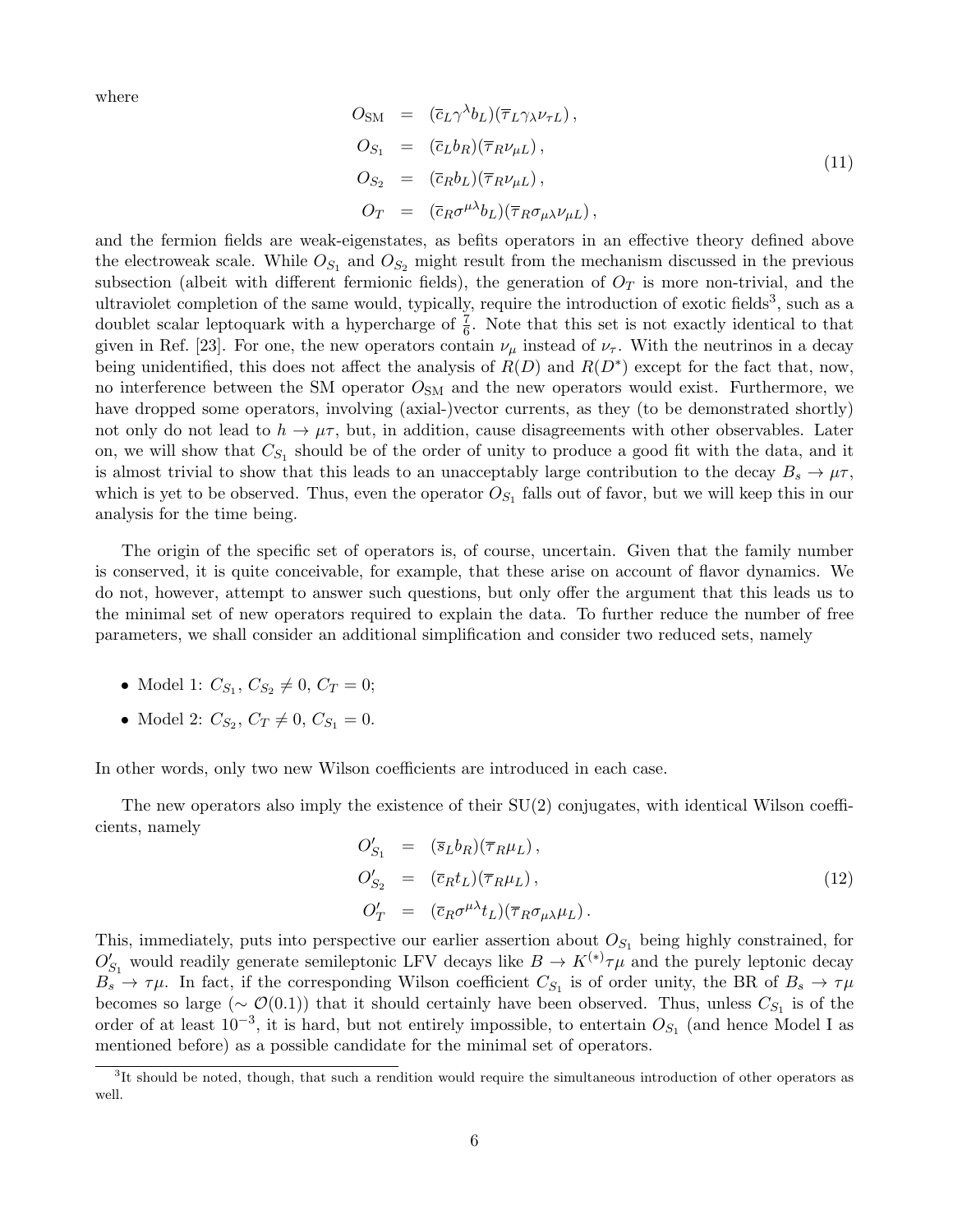where

$$
\begin{aligned}
O_{\rm SM} &= (\overline{c}_L \gamma^\lambda b_L)(\overline{\tau}_L \gamma_\lambda \nu_{\tau L})\,, \\
O_{S_1} &= (\overline{c}_L b_R)(\overline{\tau}_R \nu_{\mu L})\,, \\
O_{S_2} &= (\overline{c}_R b_L)(\overline{\tau}_R \nu_{\mu L})\,, \\
O_T &= (\overline{c}_R \sigma^{\mu\lambda} b_L)(\overline{\tau}_R \sigma_{\mu\lambda} \nu_{\mu L})\,,
\end{aligned}
\tag{11}
$$

and the fermion fields are weak-eigenstates, as befits operators in an effective theory defined above the electroweak scale. While $O_{S_1}$ and $O_{S_2}$ might result from the mechanism discussed in the previous subsection (albeit with different fermionic fields), the generation of $O_T$ is more non-trivial, and the ultraviolet completion of the same would, typically, require the introduction of exotic fields[3], such as a doublet scalar leptoquark with a hypercharge of $\frac{7}{6}$. Note that this set is not exactly identical to that given in Ref. [23]. For one, the new operators contain $\nu_\mu$ instead of $\nu_\tau$. With the neutrinos in a decay being unidentified, this does not affect the analysis of $R(D)$ and $R(D^*)$ except for the fact that, now, no interference between the SM operator $O_{\rm SM}$ and the new operators would exist. Furthermore, we have dropped some operators, involving (axial-)vector currents, as they (to be demonstrated shortly) not only do not lead to $h \to \mu\tau$, but, in addition, cause disagreements with other observables. Later on, we will show that $C_{S_1}$ should be of the order of unity to produce a good fit with the data, and it is almost trivial to show that this leads to an unacceptably large contribution to the decay $B_s \to \mu\tau$, which is yet to be observed. Thus, even the operator $O_{S_1}$ falls out of favor, but we will keep this in our analysis for the time being.

The origin of the specific set of operators is, of course, uncertain. Given that the family number is conserved, it is quite conceivable, for example, that these arise on account of flavor dynamics. We do not, however, attempt to answer such questions, but only offer the argument that this leads us to the minimal set of new operators required to explain the data. To further reduce the number of free parameters, we shall consider an additional simplification and consider two reduced sets, namely

- Model 1: $C_{S_1}, C_{S_2} \neq 0$, $C_T = 0$;
- Model 2: $C_{S_2}, C_T \neq 0$, $C_{S_1} = 0$.

In other words, only two new Wilson coefficients are introduced in each case.

The new operators also imply the existence of their SU(2) conjugates, with identical Wilson coefficients, namely

$$
\begin{aligned}
O'_{S_1} &= (\overline{s}_L b_R)(\overline{\tau}_R \mu_L)\,, \\
O'_{S_2} &= (\overline{c}_R t_L)(\overline{\tau}_R \mu_L)\,, \\
O'_T &= (\overline{c}_R \sigma^{\mu\lambda} t_L)(\overline{\tau}_R \sigma_{\mu\lambda} \mu_L)\,.
\end{aligned}
\tag{12}
$$

This, immediately, puts into perspective our earlier assertion about $O_{S_1}$ being highly constrained, for $O'_{S_1}$ would readily generate semileptonic LFV decays like $B \to K^{(*)}\tau\mu$ and the purely leptonic decay $B_s \to \tau\mu$. In fact, if the corresponding Wilson coefficient $C_{S_1}$ is of order unity, the BR of $B_s \to \tau\mu$ becomes so large ($\sim \mathcal{O}(0.1)$) that it should certainly have been observed. Thus, unless $C_{S_1}$ is of the order of at least $10^{-3}$, it is hard, but not entirely impossible, to entertain $O_{S_1}$ (and hence Model I as mentioned before) as a possible candidate for the minimal set of operators.

---

[3] It should be noted, though, that such a rendition would require the simultaneous introduction of other operators as well.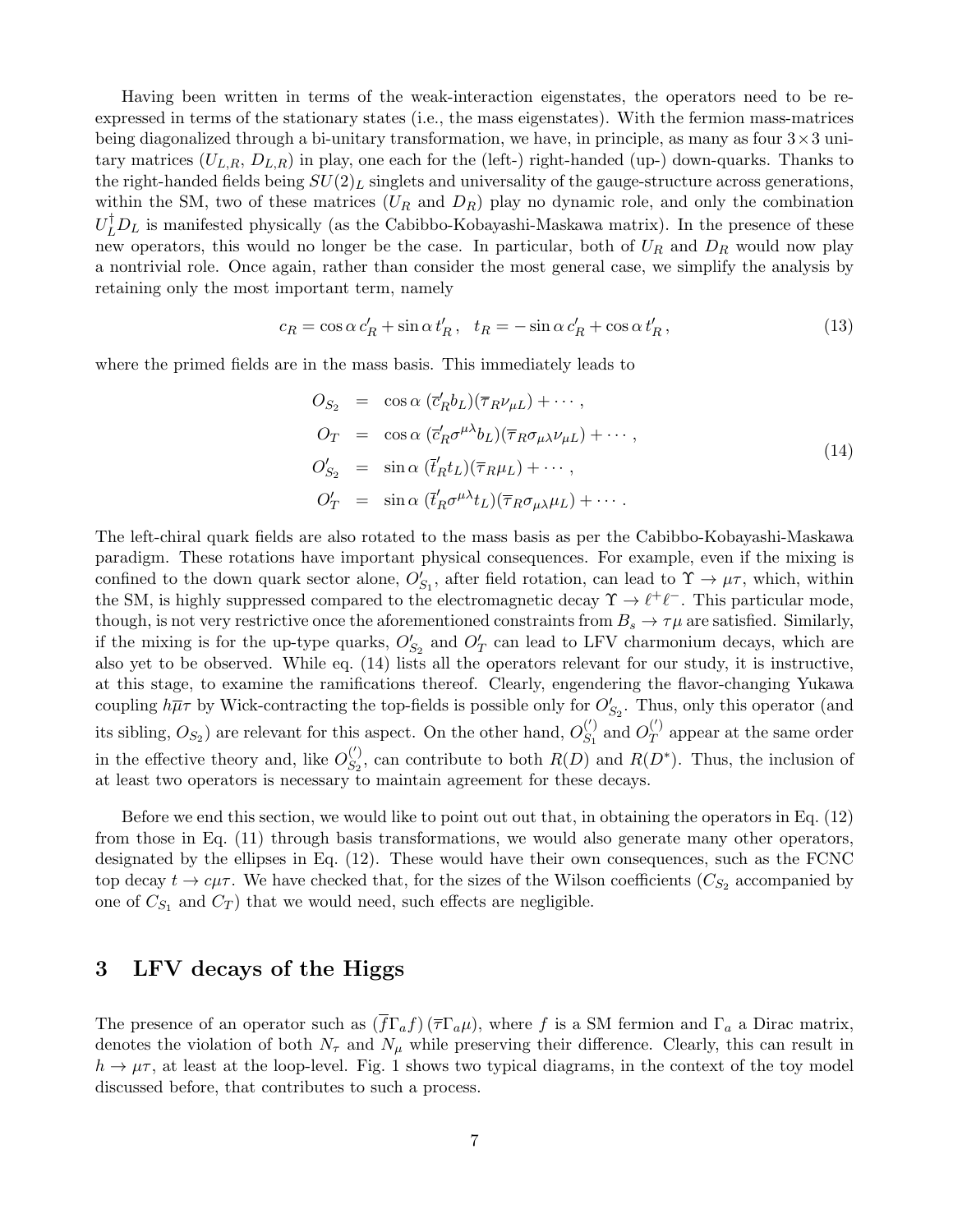Having been written in terms of the weak-interaction eigenstates, the operators need to be re-expressed in terms of the stationary states (i.e., the mass eigenstates). With the fermion mass-matrices being diagonalized through a bi-unitary transformation, we have, in principle, as many as four $3 \times 3$ unitary matrices ($U_{L,R}$, $D_{L,R}$) in play, one each for the (left-) right-handed (up-) down-quarks. Thanks to the right-handed fields being $SU(2)_L$ singlets and universality of the gauge-structure across generations, within the SM, two of these matrices ($U_R$ and $D_R$) play no dynamic role, and only the combination $U_L^\dagger D_L$ is manifested physically (as the Cabibbo-Kobayashi-Maskawa matrix). In the presence of these new operators, this would no longer be the case. In particular, both of $U_R$ and $D_R$ would now play a nontrivial role. Once again, rather than consider the most general case, we simplify the analysis by retaining only the most important term, namely

$$c_R = \cos\alpha \, c'_R + \sin\alpha \, t'_R \,, \quad t_R = -\sin\alpha \, c'_R + \cos\alpha \, t'_R \,, \tag{13}$$

where the primed fields are in the mass basis. This immediately leads to

$$\begin{aligned}
O_{S_2} &= \cos\alpha \, (\overline{c}'_R b_L)(\overline{\tau}_R \nu_{\mu L}) + \cdots \,, \\
O_T &= \cos\alpha \, (\overline{c}'_R \sigma^{\mu\lambda} b_L)(\overline{\tau}_R \sigma_{\mu\lambda} \nu_{\mu L}) + \cdots \,, \\
O'_{S_2} &= \sin\alpha \, (\overline{t}'_R t_L)(\overline{\tau}_R \mu_L) + \cdots \,, \\
O'_T &= \sin\alpha \, (\overline{t}'_R \sigma^{\mu\lambda} t_L)(\overline{\tau}_R \sigma_{\mu\lambda} \mu_L) + \cdots \,.
\end{aligned} \tag{14}$$

The left-chiral quark fields are also rotated to the mass basis as per the Cabibbo-Kobayashi-Maskawa paradigm. These rotations have important physical consequences. For example, even if the mixing is confined to the down quark sector alone, $O'_{S_1}$, after field rotation, can lead to $\Upsilon \to \mu\tau$, which, within the SM, is highly suppressed compared to the electromagnetic decay $\Upsilon \to \ell^+\ell^-$. This particular mode, though, is not very restrictive once the aforementioned constraints from $B_s \to \tau\mu$ are satisfied. Similarly, if the mixing is for the up-type quarks, $O'_{S_2}$ and $O'_T$ can lead to LFV charmonium decays, which are also yet to be observed. While eq. (14) lists all the operators relevant for our study, it is instructive, at this stage, to examine the ramifications thereof. Clearly, engendering the flavor-changing Yukawa coupling $h\overline{\mu}\tau$ by Wick-contracting the top-fields is possible only for $O'_{S_2}$. Thus, only this operator (and its sibling, $O_{S_2}$) are relevant for this aspect. On the other hand, $O_{S_1}^{(\prime)}$ and $O_T^{(\prime)}$ appear at the same order in the effective theory and, like $O_{S_2}^{(\prime)}$, can contribute to both $R(D)$ and $R(D^*)$. Thus, the inclusion of at least two operators is necessary to maintain agreement for these decays.

Before we end this section, we would like to point out out that, in obtaining the operators in Eq. (12) from those in Eq. (11) through basis transformations, we would also generate many other operators, designated by the ellipses in Eq. (12). These would have their own consequences, such as the FCNC top decay $t \to c\mu\tau$. We have checked that, for the sizes of the Wilson coefficients ($C_{S_2}$ accompanied by one of $C_{S_1}$ and $C_T$) that we would need, such effects are negligible.

## 3 LFV decays of the Higgs

The presence of an operator such as $(\overline{f}\Gamma_a f)\,(\overline{\tau}\Gamma_a \mu)$, where $f$ is a SM fermion and $\Gamma_a$ a Dirac matrix, denotes the violation of both $N_\tau$ and $N_\mu$ while preserving their difference. Clearly, this can result in $h \to \mu\tau$, at least at the loop-level. Fig. 1 shows two typical diagrams, in the context of the toy model discussed before, that contributes to such a process.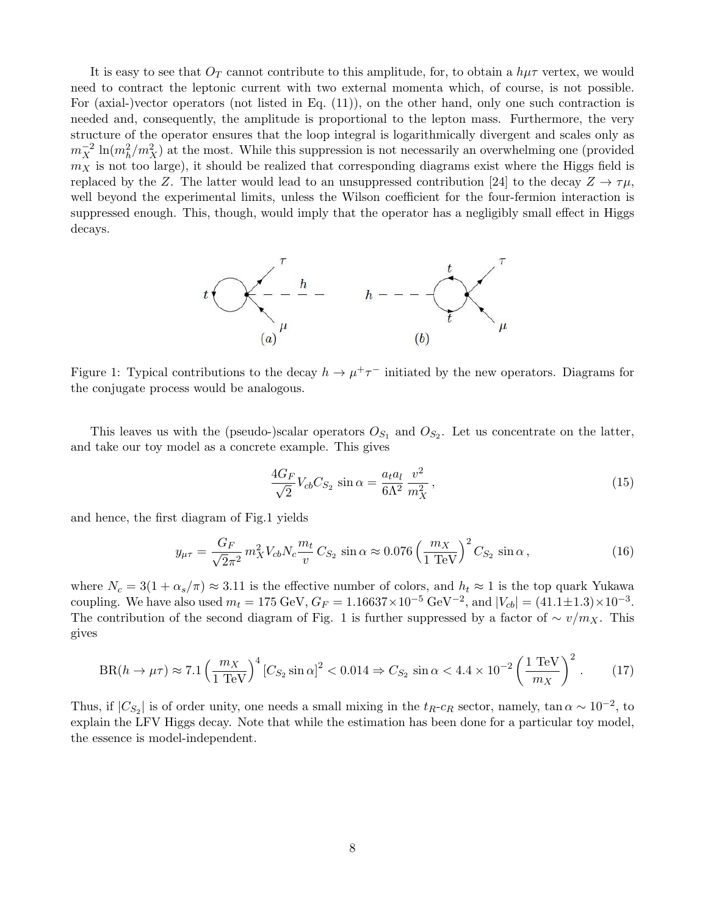It is easy to see that $O_T$ cannot contribute to this amplitude, for, to obtain a $h\mu\tau$ vertex, we would need to contract the leptonic current with two external momenta which, of course, is not possible. For (axial-)vector operators (not listed in Eq. (11)), on the other hand, only one such contraction is needed and, consequently, the amplitude is proportional to the lepton mass. Furthermore, the very structure of the operator ensures that the loop integral is logarithmically divergent and scales only as $m_X^{-2} \ln(m_h^2/m_X^2)$ at the most. While this suppression is not necessarily an overwhelming one (provided $m_X$ is not too large), it should be realized that corresponding diagrams exist where the Higgs field is replaced by the $Z$. The latter would lead to an unsuppressed contribution [24] to the decay $Z \to \tau\mu$, well beyond the experimental limits, unless the Wilson coefficient for the four-fermion interaction is suppressed enough. This, though, would imply that the operator has a negligibly small effect in Higgs decays.

Figure 1: Typical contributions to the decay $h \to \mu^+\tau^-$ initiated by the new operators. Diagrams for the conjugate process would be analogous.

This leaves us with the (pseudo-)scalar operators $O_{S_1}$ and $O_{S_2}$. Let us concentrate on the latter, and take our toy model as a concrete example. This gives

$$\frac{4G_F}{\sqrt{2}} V_{cb} C_{S_2} \sin\alpha = \frac{a_t a_l}{6\Lambda^2} \frac{v^2}{m_X^2}, \tag{15}$$

and hence, the first diagram of Fig.1 yields

$$y_{\mu\tau} = \frac{G_F}{\sqrt{2}\pi^2} m_X^2 V_{cb} N_c \frac{m_t}{v} C_{S_2} \sin\alpha \approx 0.076 \left(\frac{m_X}{1 \text{ TeV}}\right)^2 C_{S_2} \sin\alpha, \tag{16}$$

where $N_c = 3(1 + \alpha_s/\pi) \approx 3.11$ is the effective number of colors, and $h_t \approx 1$ is the top quark Yukawa coupling. We have also used $m_t = 175$ GeV, $G_F = 1.16637 \times 10^{-5}$ GeV$^{-2}$, and $|V_{cb}| = (41.1 \pm 1.3) \times 10^{-3}$. The contribution of the second diagram of Fig. 1 is further suppressed by a factor of $\sim v/m_X$. This gives

$$\text{BR}(h \to \mu\tau) \approx 7.1 \left(\frac{m_X}{1 \text{ TeV}}\right)^4 [C_{S_2} \sin\alpha]^2 < 0.014 \Rightarrow C_{S_2} \sin\alpha < 4.4 \times 10^{-2} \left(\frac{1 \text{ TeV}}{m_X}\right)^2. \tag{17}$$

Thus, if $|C_{S_2}|$ is of order unity, one needs a small mixing in the $t_R$-$c_R$ sector, namely, $\tan\alpha \sim 10^{-2}$, to explain the LFV Higgs decay. Note that while the estimation has been done for a particular toy model, the essence is model-independent.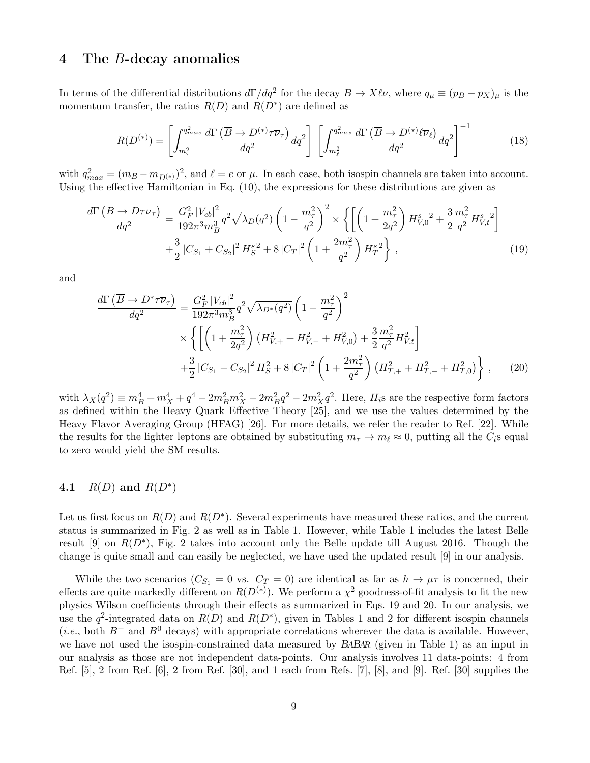## 4 The $B$-decay anomalies

In terms of the differential distributions $d\Gamma/dq^2$ for the decay $B \to X\ell\nu$, where $q_\mu \equiv (p_B - p_X)_\mu$ is the momentum transfer, the ratios $R(D)$ and $R(D^*)$ are defined as

$$R(D^{(*)}) = \left[\int_{m_\tau^2}^{q^2_{max}} \frac{d\Gamma\left(\overline{B} \to D^{(*)}\tau\overline{\nu}_\tau\right)}{dq^2} dq^2\right] \left[\int_{m_\ell^2}^{q^2_{max}} \frac{d\Gamma\left(\overline{B} \to D^{(*)}\ell\overline{\nu}_\ell\right)}{dq^2} dq^2\right]^{-1} \tag{18}$$

with $q^2_{max} = (m_B - m_{D^{(*)}})^2$, and $\ell = e$ or $\mu$. In each case, both isospin channels are taken into account. Using the effective Hamiltonian in Eq. (10), the expressions for these distributions are given as

$$\begin{aligned}\frac{d\Gamma\left(\overline{B} \to D\tau\overline{\nu}_\tau\right)}{dq^2} &= \frac{G_F^2\,|V_{cb}|^2}{192\pi^3 m_B^3} q^2 \sqrt{\lambda_D(q^2)} \left(1 - \frac{m_\tau^2}{q^2}\right)^2 \times \left\{\left[\left(1 + \frac{m_\tau^2}{2q^2}\right) {H^s_{V,0}}^2 + \frac{3}{2}\frac{m_\tau^2}{q^2} {H^s_{V,t}}^2\right]\right. \\ &\left. + \frac{3}{2}\,|C_{S_1} + C_{S_2}|^2\, {H^s_S}^2 + 8\,|C_T|^2 \left(1 + \frac{2m_\tau^2}{q^2}\right) {H^s_T}^2\right\}\,,\end{aligned} \tag{19}$$

and

$$\begin{aligned}\frac{d\Gamma\left(\overline{B} \to D^*\tau\overline{\nu}_\tau\right)}{dq^2} &= \frac{G_F^2\,|V_{cb}|^2}{192\pi^3 m_B^3} q^2 \sqrt{\lambda_{D^*}(q^2)} \left(1 - \frac{m_\tau^2}{q^2}\right)^2 \\ &\times \left\{\left[\left(1 + \frac{m_\tau^2}{2q^2}\right)\left(H^2_{V,+} + H^2_{V,-} + H^2_{V,0}\right) + \frac{3}{2}\frac{m_\tau^2}{q^2} H^2_{V,t}\right]\right. \\ &\left. + \frac{3}{2}\,|C_{S_1} - C_{S_2}|^2\, H_S^2 + 8\,|C_T|^2 \left(1 + \frac{2m_\tau^2}{q^2}\right)\left(H^2_{T,+} + H^2_{T,-} + H^2_{T,0}\right)\right\}\,,\end{aligned} \tag{20}$$

with $\lambda_X(q^2) \equiv m_B^4 + m_X^4 + q^4 - 2m_B^2 m_X^2 - 2m_B^2 q^2 - 2m_X^2 q^2$. Here, $H_i$s are the respective form factors as defined within the Heavy Quark Effective Theory [25], and we use the values determined by the Heavy Flavor Averaging Group (HFAG) [26]. For more details, we refer the reader to Ref. [22]. While the results for the lighter leptons are obtained by substituting $m_\tau \to m_\ell \approx 0$, putting all the $C_i$s equal to zero would yield the SM results.

### 4.1 $R(D)$ and $R(D^*)$

Let us first focus on $R(D)$ and $R(D^*)$. Several experiments have measured these ratios, and the current status is summarized in Fig. 2 as well as in Table 1. However, while Table 1 includes the latest Belle result [9] on $R(D^*)$, Fig. 2 takes into account only the Belle update till August 2016. Though the change is quite small and can easily be neglected, we have used the updated result [9] in our analysis.

While the two scenarios ($C_{S_1} = 0$ vs. $C_T = 0$) are identical as far as $h \to \mu\tau$ is concerned, their effects are quite markedly different on $R(D^{(*)})$. We perform a $\chi^2$ goodness-of-fit analysis to fit the new physics Wilson coefficients through their effects as summarized in Eqs. 19 and 20. In our analysis, we use the $q^2$-integrated data on $R(D)$ and $R(D^*)$, given in Tables 1 and 2 for different isospin channels (*i.e.*, both $B^+$ and $B^0$ decays) with appropriate correlations wherever the data is available. However, we have not used the isospin-constrained data measured by BABAR (given in Table 1) as an input in our analysis as those are not independent data-points. Our analysis involves 11 data-points: 4 from Ref. [5], 2 from Ref. [6], 2 from Ref. [30], and 1 each from Refs. [7], [8], and [9]. Ref. [30] supplies the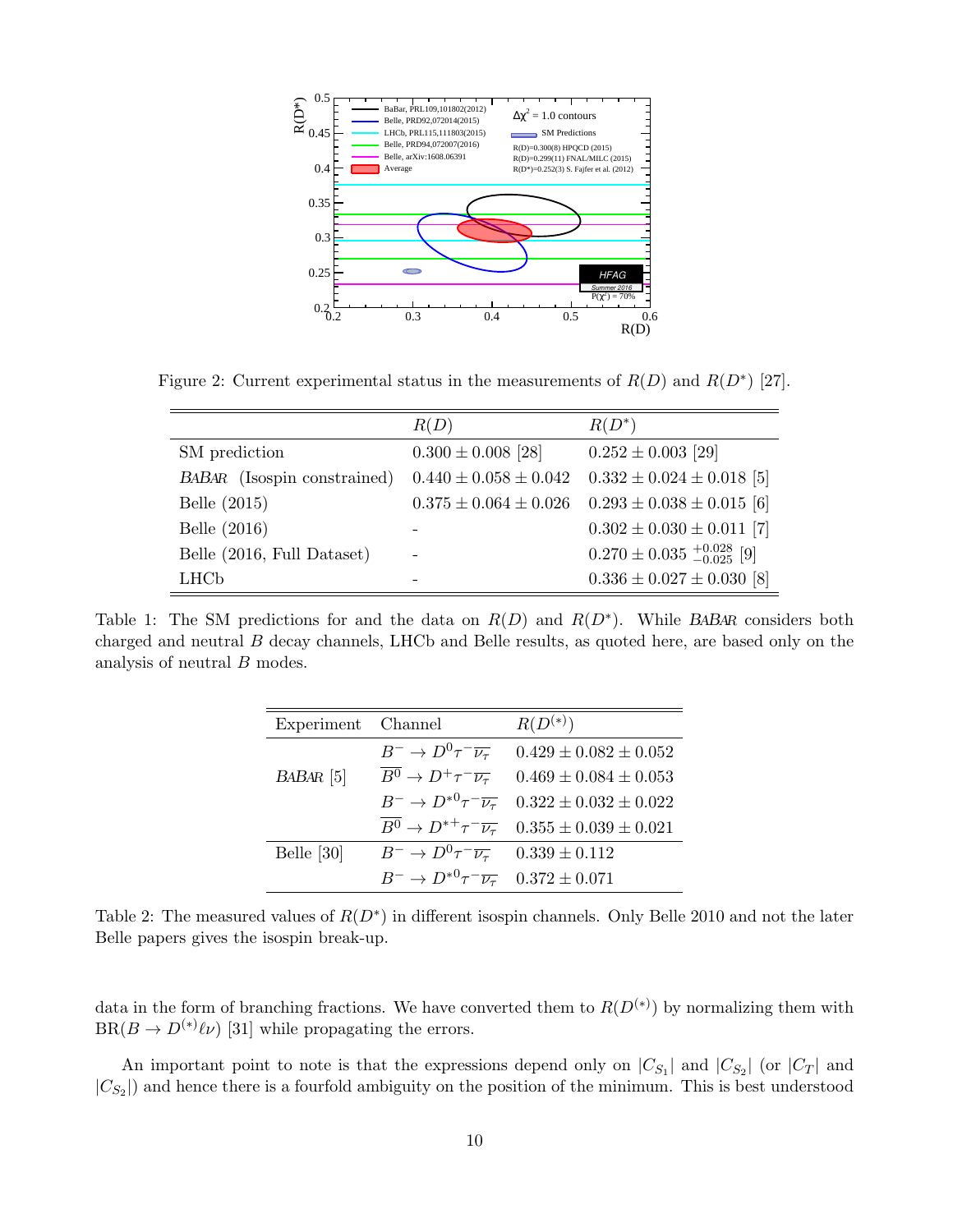Figure 2: Current experimental status in the measurements of $R(D)$ and $R(D^*)$ [27].

| | $R(D)$ | $R(D^*)$ |
|---|---|---|
| SM prediction | $0.300 \pm 0.008$ [28] | $0.252 \pm 0.003$ [29] |
| *BABAR* (Isospin constrained) | $0.440 \pm 0.058 \pm 0.042$ | $0.332 \pm 0.024 \pm 0.018$ [5] |
| Belle (2015) | $0.375 \pm 0.064 \pm 0.026$ | $0.293 \pm 0.038 \pm 0.015$ [6] |
| Belle (2016) | - | $0.302 \pm 0.030 \pm 0.011$ [7] |
| Belle (2016, Full Dataset) | - | $0.270 \pm 0.035\ ^{+0.028}_{-0.025}$ [9] |
| LHCb | - | $0.336 \pm 0.027 \pm 0.030$ [8] |

Table 1: The SM predictions for and the data on $R(D)$ and $R(D^*)$. While *BABAR* considers both charged and neutral $B$ decay channels, LHCb and Belle results, as quoted here, are based only on the analysis of neutral $B$ modes.

| Experiment | Channel | $R(D^{(*)})$ |
|---|---|---|
| *BABAR* [5] | $B^- \to D^0 \tau^- \overline{\nu_\tau}$ | $0.429 \pm 0.082 \pm 0.052$ |
| | $\overline{B^0} \to D^+ \tau^- \overline{\nu_\tau}$ | $0.469 \pm 0.084 \pm 0.053$ |
| | $B^- \to D^{*0} \tau^- \overline{\nu_\tau}$ | $0.322 \pm 0.032 \pm 0.022$ |
| | $\overline{B^0} \to D^{*+} \tau^- \overline{\nu_\tau}$ | $0.355 \pm 0.039 \pm 0.021$ |
| Belle [30] | $B^- \to D^0 \tau^- \overline{\nu_\tau}$ | $0.339 \pm 0.112$ |
| | $B^- \to D^{*0} \tau^- \overline{\nu_\tau}$ | $0.372 \pm 0.071$ |

Table 2: The measured values of $R(D^*)$ in different isospin channels. Only Belle 2010 and not the later Belle papers gives the isospin break-up.

data in the form of branching fractions. We have converted them to $R(D^{(*)})$ by normalizing them with $\mathrm{BR}(B \to D^{(*)} \ell \nu)$ [31] while propagating the errors.

An important point to note is that the expressions depend only on $|C_{S_1}|$ and $|C_{S_2}|$ (or $|C_T|$ and $|C_{S_2}|$) and hence there is a fourfold ambiguity on the position of the minimum. This is best understood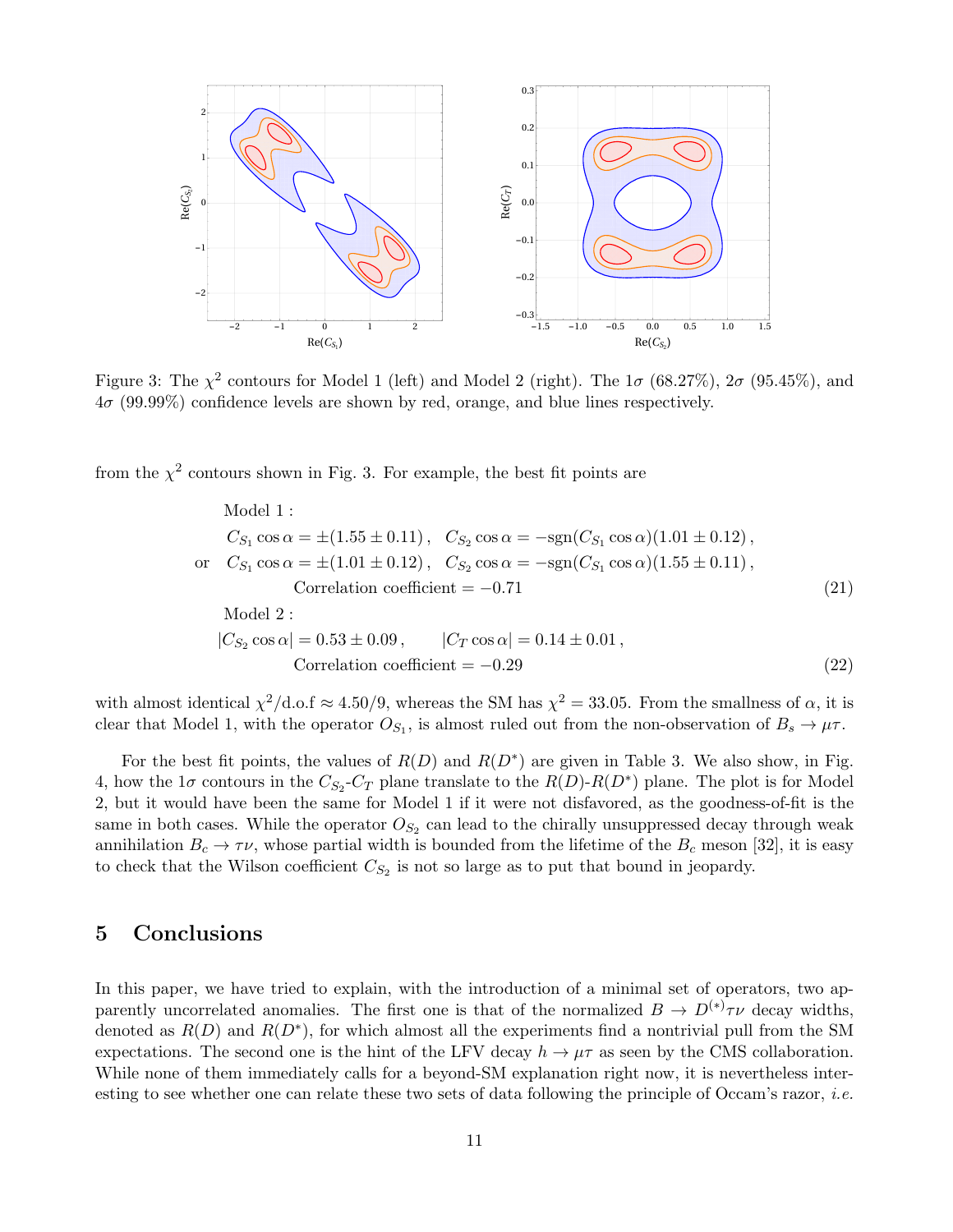Figure 3: The $\chi^2$ contours for Model 1 (left) and Model 2 (right). The $1\sigma$ (68.27%), $2\sigma$ (95.45%), and $4\sigma$ (99.99%) confidence levels are shown by red, orange, and blue lines respectively.

from the $\chi^2$ contours shown in Fig. 3. For example, the best fit points are

$$
\begin{aligned}
&\text{Model 1 :} \\
&\quad C_{S_1}\cos\alpha = \pm(1.55 \pm 0.11)\,, \quad C_{S_2}\cos\alpha = -\text{sgn}(C_{S_1}\cos\alpha)(1.01 \pm 0.12)\,, \\
\text{or} &\quad C_{S_1}\cos\alpha = \pm(1.01 \pm 0.12)\,, \quad C_{S_2}\cos\alpha = -\text{sgn}(C_{S_1}\cos\alpha)(1.55 \pm 0.11)\,, \\
&\qquad\qquad \text{Correlation coefficient} = -0.71
\end{aligned} \tag{21}
$$

$$
\begin{aligned}
&\text{Model 2 :} \\
&|C_{S_2}\cos\alpha| = 0.53 \pm 0.09\,, \qquad |C_T\cos\alpha| = 0.14 \pm 0.01\,, \\
&\qquad\qquad \text{Correlation coefficient} = -0.29
\end{aligned} \tag{22}
$$

with almost identical $\chi^2/\text{d.o.f} \approx 4.50/9$, whereas the SM has $\chi^2 = 33.05$. From the smallness of $\alpha$, it is clear that Model 1, with the operator $O_{S_1}$, is almost ruled out from the non-observation of $B_s \to \mu\tau$.

For the best fit points, the values of $R(D)$ and $R(D^*)$ are given in Table 3. We also show, in Fig. 4, how the $1\sigma$ contours in the $C_{S_2}$-$C_T$ plane translate to the $R(D)$-$R(D^*)$ plane. The plot is for Model 2, but it would have been the same for Model 1 if it were not disfavored, as the goodness-of-fit is the same in both cases. While the operator $O_{S_2}$ can lead to the chirally unsuppressed decay through weak annihilation $B_c \to \tau\nu$, whose partial width is bounded from the lifetime of the $B_c$ meson [32], it is easy to check that the Wilson coefficient $C_{S_2}$ is not so large as to put that bound in jeopardy.

## 5 Conclusions

In this paper, we have tried to explain, with the introduction of a minimal set of operators, two apparently uncorrelated anomalies. The first one is that of the normalized $B \to D^{(*)}\tau\nu$ decay widths, denoted as $R(D)$ and $R(D^*)$, for which almost all the experiments find a nontrivial pull from the SM expectations. The second one is the hint of the LFV decay $h \to \mu\tau$ as seen by the CMS collaboration. While none of them immediately calls for a beyond-SM explanation right now, it is nevertheless interesting to see whether one can relate these two sets of data following the principle of Occam's razor, *i.e.*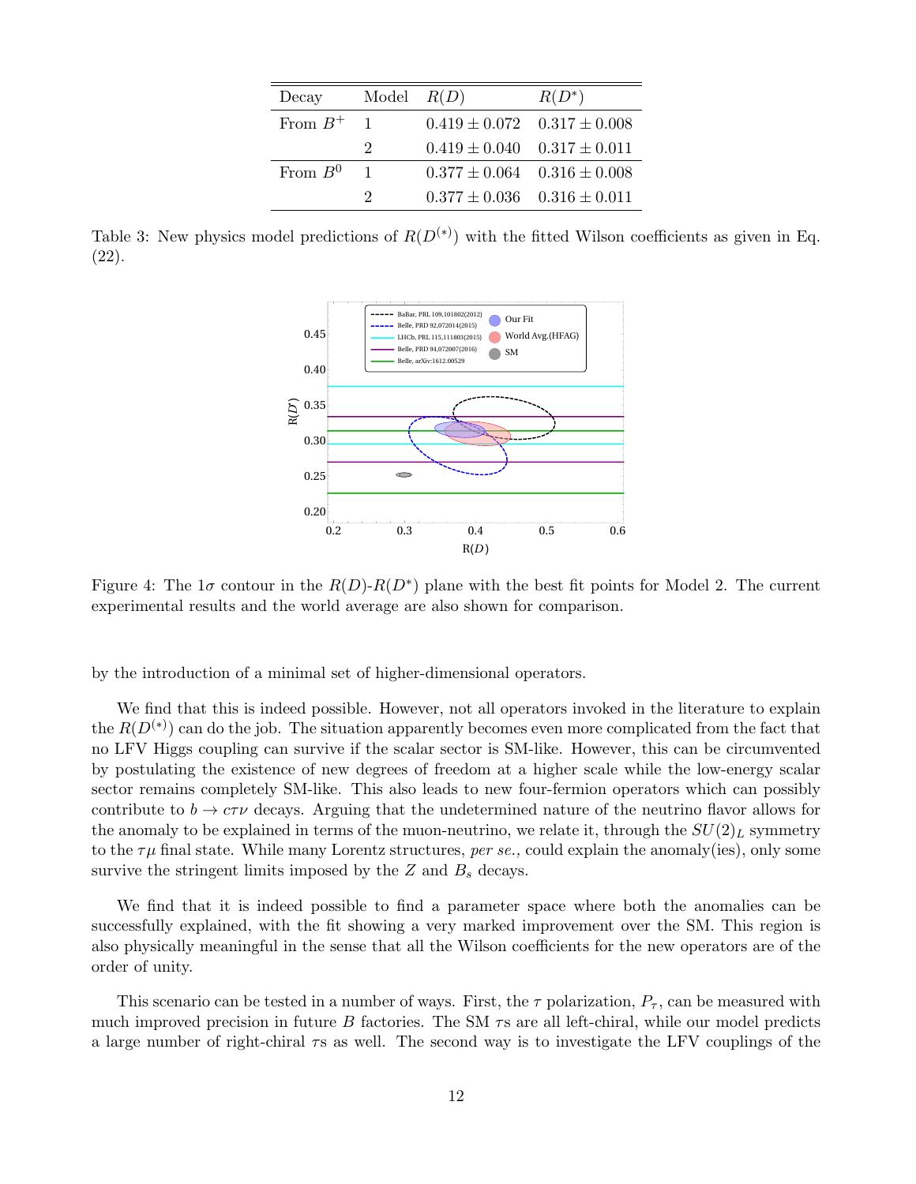| Decay | Model | $R(D)$ | $R(D^*)$ |
|---|---|---|---|
| From $B^+$ | 1 | $0.419 \pm 0.072$ | $0.317 \pm 0.008$ |
| | 2 | $0.419 \pm 0.040$ | $0.317 \pm 0.011$ |
| From $B^0$ | 1 | $0.377 \pm 0.064$ | $0.316 \pm 0.008$ |
| | 2 | $0.377 \pm 0.036$ | $0.316 \pm 0.011$ |

Table 3: New physics model predictions of $R(D^{(*)})$ with the fitted Wilson coefficients as given in Eq. (22).

Figure 4: The $1\sigma$ contour in the $R(D)$-$R(D^*)$ plane with the best fit points for Model 2. The current experimental results and the world average are also shown for comparison.

by the introduction of a minimal set of higher-dimensional operators.

We find that this is indeed possible. However, not all operators invoked in the literature to explain the $R(D^{(*)})$ can do the job. The situation apparently becomes even more complicated from the fact that no LFV Higgs coupling can survive if the scalar sector is SM-like. However, this can be circumvented by postulating the existence of new degrees of freedom at a higher scale while the low-energy scalar sector remains completely SM-like. This also leads to new four-fermion operators which can possibly contribute to $b \to c\tau\nu$ decays. Arguing that the undetermined nature of the neutrino flavor allows for the anomaly to be explained in terms of the muon-neutrino, we relate it, through the $SU(2)_L$ symmetry to the $\tau\mu$ final state. While many Lorentz structures, *per se.,* could explain the anomaly(ies), only some survive the stringent limits imposed by the $Z$ and $B_s$ decays.

We find that it is indeed possible to find a parameter space where both the anomalies can be successfully explained, with the fit showing a very marked improvement over the SM. This region is also physically meaningful in the sense that all the Wilson coefficients for the new operators are of the order of unity.

This scenario can be tested in a number of ways. First, the $\tau$ polarization, $P_\tau$, can be measured with much improved precision in future $B$ factories. The SM $\tau$s are all left-chiral, while our model predicts a large number of right-chiral $\tau$s as well. The second way is to investigate the LFV couplings of the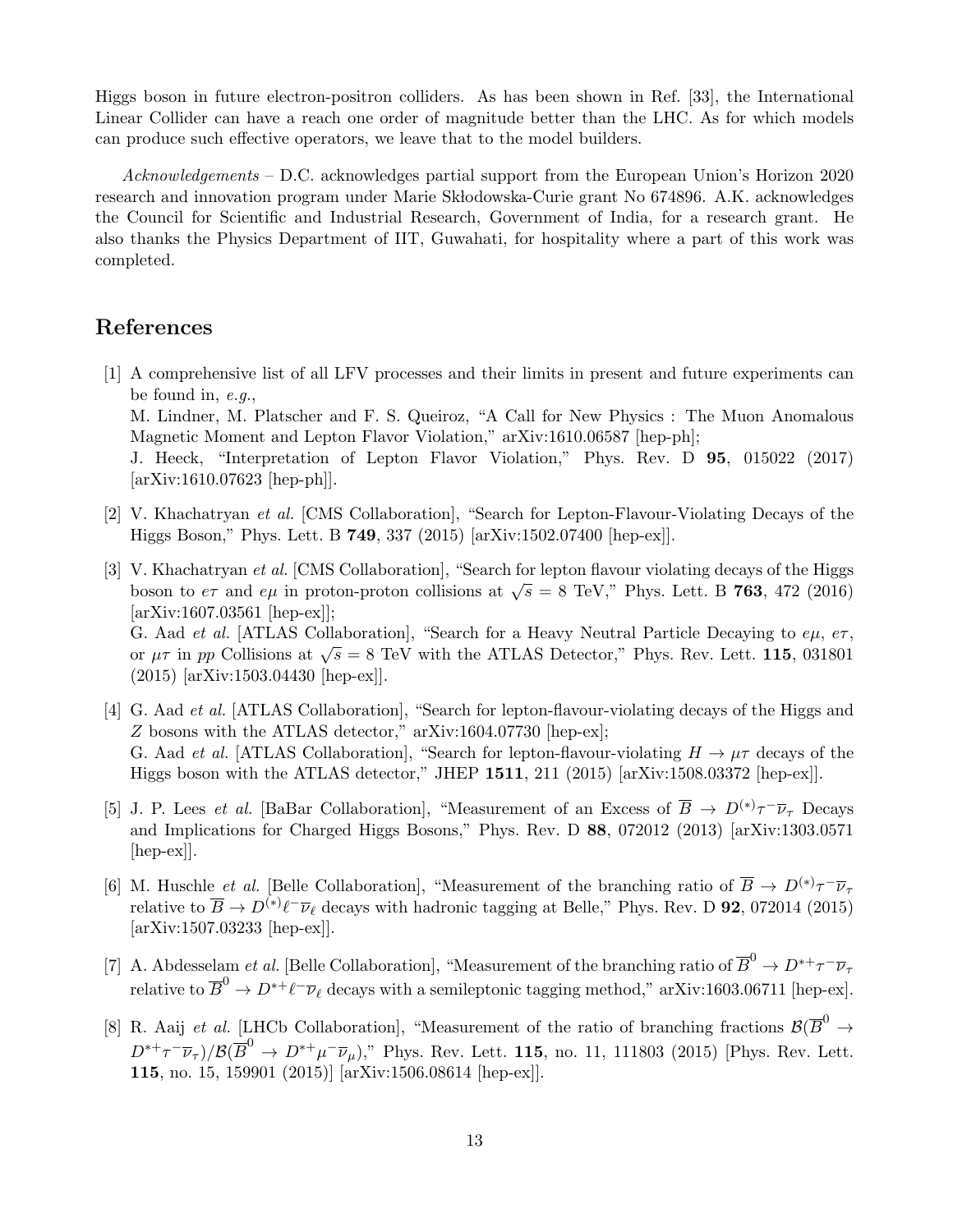Higgs boson in future electron-positron colliders. As has been shown in Ref. [33], the International Linear Collider can have a reach one order of magnitude better than the LHC. As for which models can produce such effective operators, we leave that to the model builders.

*Acknowledgements* – D.C. acknowledges partial support from the European Union's Horizon 2020 research and innovation program under Marie Skłodowska-Curie grant No 674896. A.K. acknowledges the Council for Scientific and Industrial Research, Government of India, for a research grant. He also thanks the Physics Department of IIT, Guwahati, for hospitality where a part of this work was completed.

## References

[1] A comprehensive list of all LFV processes and their limits in present and future experiments can be found in, *e.g.*,
M. Lindner, M. Platscher and F. S. Queiroz, "A Call for New Physics : The Muon Anomalous Magnetic Moment and Lepton Flavor Violation," arXiv:1610.06587 [hep-ph];
J. Heeck, "Interpretation of Lepton Flavor Violation," Phys. Rev. D **95**, 015022 (2017) [arXiv:1610.07623 [hep-ph]].

[2] V. Khachatryan *et al.* [CMS Collaboration], "Search for Lepton-Flavour-Violating Decays of the Higgs Boson," Phys. Lett. B **749**, 337 (2015) [arXiv:1502.07400 [hep-ex]].

[3] V. Khachatryan *et al.* [CMS Collaboration], "Search for lepton flavour violating decays of the Higgs boson to $e\tau$ and $e\mu$ in proton-proton collisions at $\sqrt{s} = 8$ TeV," Phys. Lett. B **763**, 472 (2016) [arXiv:1607.03561 [hep-ex]];
G. Aad *et al.* [ATLAS Collaboration], "Search for a Heavy Neutral Particle Decaying to $e\mu$, $e\tau$, or $\mu\tau$ in $pp$ Collisions at $\sqrt{s} = 8$ TeV with the ATLAS Detector," Phys. Rev. Lett. **115**, 031801 (2015) [arXiv:1503.04430 [hep-ex]].

[4] G. Aad *et al.* [ATLAS Collaboration], "Search for lepton-flavour-violating decays of the Higgs and $Z$ bosons with the ATLAS detector," arXiv:1604.07730 [hep-ex];
G. Aad *et al.* [ATLAS Collaboration], "Search for lepton-flavour-violating $H \to \mu\tau$ decays of the Higgs boson with the ATLAS detector," JHEP **1511**, 211 (2015) [arXiv:1508.03372 [hep-ex]].

[5] J. P. Lees *et al.* [BaBar Collaboration], "Measurement of an Excess of $\overline{B} \to D^{(*)}\tau^-\overline{\nu}_\tau$ Decays and Implications for Charged Higgs Bosons," Phys. Rev. D **88**, 072012 (2013) [arXiv:1303.0571 [hep-ex]].

[6] M. Huschle *et al.* [Belle Collaboration], "Measurement of the branching ratio of $\overline{B} \to D^{(*)}\tau^-\overline{\nu}_\tau$ relative to $\overline{B} \to D^{(*)}\ell^-\overline{\nu}_\ell$ decays with hadronic tagging at Belle," Phys. Rev. D **92**, 072014 (2015) [arXiv:1507.03233 [hep-ex]].

[7] A. Abdesselam *et al.* [Belle Collaboration], "Measurement of the branching ratio of $\overline{B}^0 \to D^{*+}\tau^-\overline{\nu}_\tau$ relative to $\overline{B}^0 \to D^{*+}\ell^-\overline{\nu}_\ell$ decays with a semileptonic tagging method," arXiv:1603.06711 [hep-ex].

[8] R. Aaij *et al.* [LHCb Collaboration], "Measurement of the ratio of branching fractions $\mathcal{B}(\overline{B}^0 \to D^{*+}\tau^-\overline{\nu}_\tau)/\mathcal{B}(\overline{B}^0 \to D^{*+}\mu^-\overline{\nu}_\mu)$," Phys. Rev. Lett. **115**, no. 11, 111803 (2015) [Phys. Rev. Lett. **115**, no. 15, 159901 (2015)] [arXiv:1506.08614 [hep-ex]].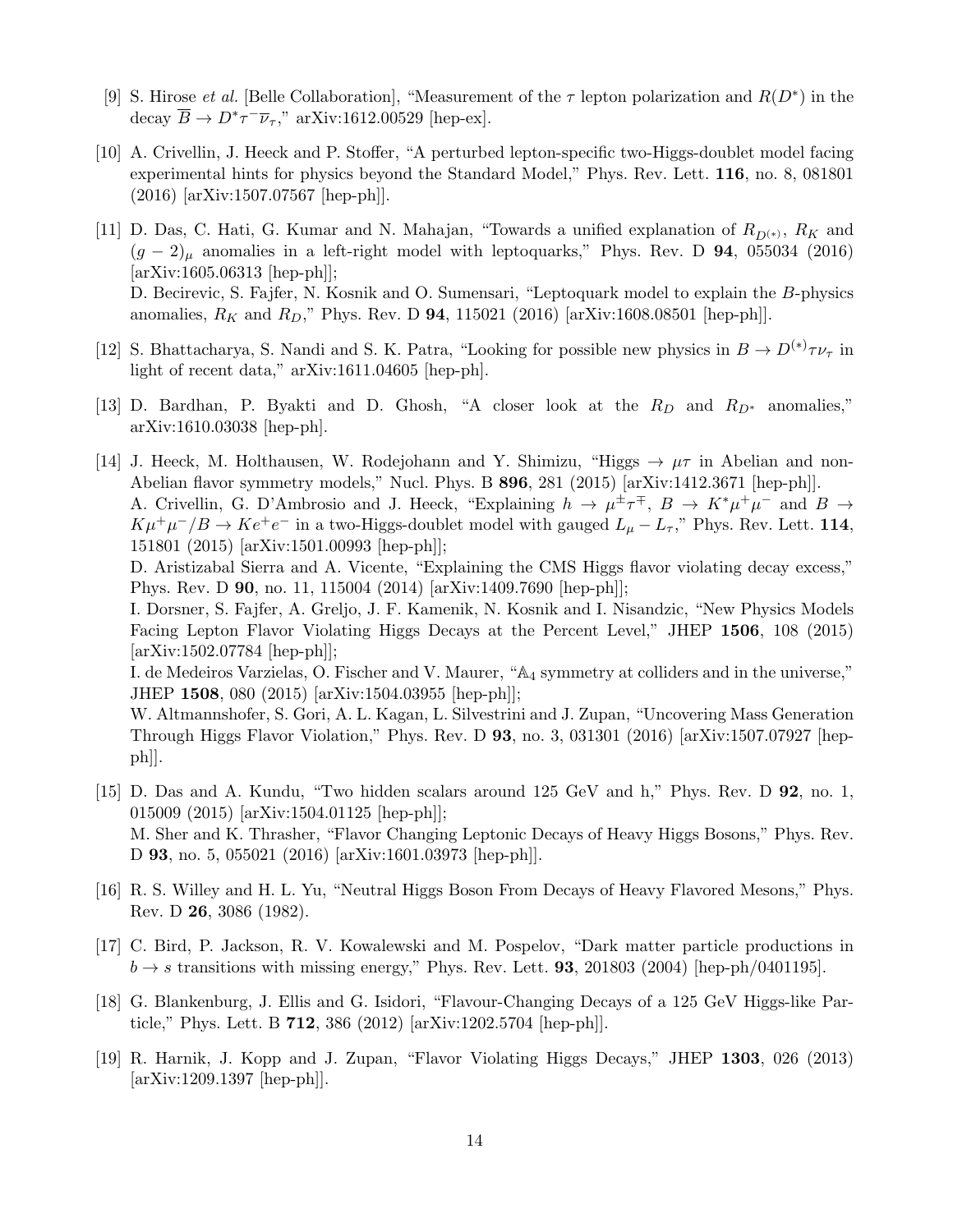[9] S. Hirose *et al.* [Belle Collaboration], "Measurement of the $\tau$ lepton polarization and $R(D^*)$ in the decay $\overline{B} \to D^* \tau^- \overline{\nu}_\tau$," arXiv:1612.00529 [hep-ex].

[10] A. Crivellin, J. Heeck and P. Stoffer, "A perturbed lepton-specific two-Higgs-doublet model facing experimental hints for physics beyond the Standard Model," Phys. Rev. Lett. **116**, no. 8, 081801 (2016) [arXiv:1507.07567 [hep-ph]].

[11] D. Das, C. Hati, G. Kumar and N. Mahajan, "Towards a unified explanation of $R_{D^{(*)}}$, $R_K$ and $(g-2)_\mu$ anomalies in a left-right model with leptoquarks," Phys. Rev. D **94**, 055034 (2016) [arXiv:1605.06313 [hep-ph]];
D. Becirevic, S. Fajfer, N. Kosnik and O. Sumensari, "Leptoquark model to explain the $B$-physics anomalies, $R_K$ and $R_D$," Phys. Rev. D **94**, 115021 (2016) [arXiv:1608.08501 [hep-ph]].

[12] S. Bhattacharya, S. Nandi and S. K. Patra, "Looking for possible new physics in $B \to D^{(*)} \tau \nu_\tau$ in light of recent data," arXiv:1611.04605 [hep-ph].

[13] D. Bardhan, P. Byakti and D. Ghosh, "A closer look at the $R_D$ and $R_{D^*}$ anomalies," arXiv:1610.03038 [hep-ph].

[14] J. Heeck, M. Holthausen, W. Rodejohann and Y. Shimizu, "Higgs $\to \mu\tau$ in Abelian and non-Abelian flavor symmetry models," Nucl. Phys. B **896**, 281 (2015) [arXiv:1412.3671 [hep-ph]].
A. Crivellin, G. D'Ambrosio and J. Heeck, "Explaining $h \to \mu^\pm \tau^\mp$, $B \to K^* \mu^+ \mu^-$ and $B \to K \mu^+ \mu^- / B \to K e^+ e^-$ in a two-Higgs-doublet model with gauged $L_\mu - L_\tau$," Phys. Rev. Lett. **114**, 151801 (2015) [arXiv:1501.00993 [hep-ph]];
D. Aristizabal Sierra and A. Vicente, "Explaining the CMS Higgs flavor violating decay excess," Phys. Rev. D **90**, no. 11, 115004 (2014) [arXiv:1409.7690 [hep-ph]];
I. Dorsner, S. Fajfer, A. Greljo, J. F. Kamenik, N. Kosnik and I. Nisandzic, "New Physics Models Facing Lepton Flavor Violating Higgs Decays at the Percent Level," JHEP **1506**, 108 (2015) [arXiv:1502.07784 [hep-ph]];
I. de Medeiros Varzielas, O. Fischer and V. Maurer, "$\mathbb{A}_4$ symmetry at colliders and in the universe," JHEP **1508**, 080 (2015) [arXiv:1504.03955 [hep-ph]];
W. Altmannshofer, S. Gori, A. L. Kagan, L. Silvestrini and J. Zupan, "Uncovering Mass Generation Through Higgs Flavor Violation," Phys. Rev. D **93**, no. 3, 031301 (2016) [arXiv:1507.07927 [hep-ph]].

[15] D. Das and A. Kundu, "Two hidden scalars around 125 GeV and h," Phys. Rev. D **92**, no. 1, 015009 (2015) [arXiv:1504.01125 [hep-ph]];
M. Sher and K. Thrasher, "Flavor Changing Leptonic Decays of Heavy Higgs Bosons," Phys. Rev. D **93**, no. 5, 055021 (2016) [arXiv:1601.03973 [hep-ph]].

[16] R. S. Willey and H. L. Yu, "Neutral Higgs Boson From Decays of Heavy Flavored Mesons," Phys. Rev. D **26**, 3086 (1982).

[17] C. Bird, P. Jackson, R. V. Kowalewski and M. Pospelov, "Dark matter particle productions in $b \to s$ transitions with missing energy," Phys. Rev. Lett. **93**, 201803 (2004) [hep-ph/0401195].

[18] G. Blankenburg, J. Ellis and G. Isidori, "Flavour-Changing Decays of a 125 GeV Higgs-like Particle," Phys. Lett. B **712**, 386 (2012) [arXiv:1202.5704 [hep-ph]].

[19] R. Harnik, J. Kopp and J. Zupan, "Flavor Violating Higgs Decays," JHEP **1303**, 026 (2013) [arXiv:1209.1397 [hep-ph]].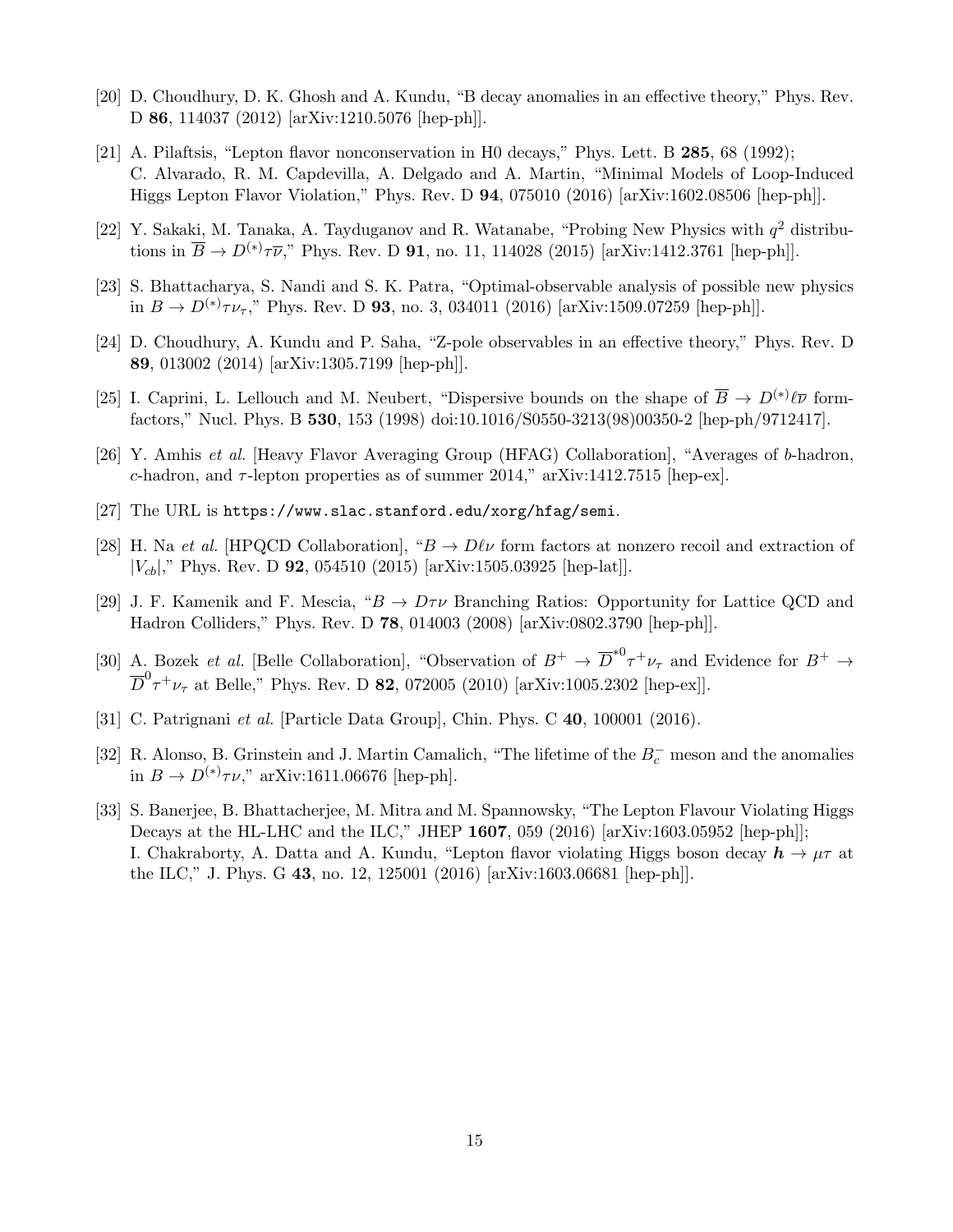[20] D. Choudhury, D. K. Ghosh and A. Kundu, "B decay anomalies in an effective theory," Phys. Rev. D **86**, 114037 (2012) [arXiv:1210.5076 [hep-ph]].

[21] A. Pilaftsis, "Lepton flavor nonconservation in H0 decays," Phys. Lett. B **285**, 68 (1992); C. Alvarado, R. M. Capdevilla, A. Delgado and A. Martin, "Minimal Models of Loop-Induced Higgs Lepton Flavor Violation," Phys. Rev. D **94**, 075010 (2016) [arXiv:1602.08506 [hep-ph]].

[22] Y. Sakaki, M. Tanaka, A. Tayduganov and R. Watanabe, "Probing New Physics with $q^2$ distributions in $\overline{B} \to D^{(*)}\tau\overline{\nu}$," Phys. Rev. D **91**, no. 11, 114028 (2015) [arXiv:1412.3761 [hep-ph]].

[23] S. Bhattacharya, S. Nandi and S. K. Patra, "Optimal-observable analysis of possible new physics in $B \to D^{(*)}\tau\nu_\tau$," Phys. Rev. D **93**, no. 3, 034011 (2016) [arXiv:1509.07259 [hep-ph]].

[24] D. Choudhury, A. Kundu and P. Saha, "Z-pole observables in an effective theory," Phys. Rev. D **89**, 013002 (2014) [arXiv:1305.7199 [hep-ph]].

[25] I. Caprini, L. Lellouch and M. Neubert, "Dispersive bounds on the shape of $\overline{B} \to D^{(*)}\ell\overline{\nu}$ form-factors," Nucl. Phys. B **530**, 153 (1998) doi:10.1016/S0550-3213(98)00350-2 [hep-ph/9712417].

[26] Y. Amhis *et al.* [Heavy Flavor Averaging Group (HFAG) Collaboration], "Averages of $b$-hadron, $c$-hadron, and $\tau$-lepton properties as of summer 2014," arXiv:1412.7515 [hep-ex].

[27] The URL is `https://www.slac.stanford.edu/xorg/hfag/semi`.

[28] H. Na *et al.* [HPQCD Collaboration], "$B \to D\ell\nu$ form factors at nonzero recoil and extraction of $|V_{cb}|$," Phys. Rev. D **92**, 054510 (2015) [arXiv:1505.03925 [hep-lat]].

[29] J. F. Kamenik and F. Mescia, "$B \to D\tau\nu$ Branching Ratios: Opportunity for Lattice QCD and Hadron Colliders," Phys. Rev. D **78**, 014003 (2008) [arXiv:0802.3790 [hep-ph]].

[30] A. Bozek *et al.* [Belle Collaboration], "Observation of $B^+ \to \overline{D}^{*0}\tau^+\nu_\tau$ and Evidence for $B^+ \to \overline{D}^0\tau^+\nu_\tau$ at Belle," Phys. Rev. D **82**, 072005 (2010) [arXiv:1005.2302 [hep-ex]].

[31] C. Patrignani *et al.* [Particle Data Group], Chin. Phys. C **40**, 100001 (2016).

[32] R. Alonso, B. Grinstein and J. Martin Camalich, "The lifetime of the $B_c^-$ meson and the anomalies in $B \to D^{(*)}\tau\nu$," arXiv:1611.06676 [hep-ph].

[33] S. Banerjee, B. Bhattacherjee, M. Mitra and M. Spannowsky, "The Lepton Flavour Violating Higgs Decays at the HL-LHC and the ILC," JHEP **1607**, 059 (2016) [arXiv:1603.05952 [hep-ph]]; I. Chakraborty, A. Datta and A. Kundu, "Lepton flavor violating Higgs boson decay $\boldsymbol{h} \to \mu\tau$ at the ILC," J. Phys. G **43**, no. 12, 125001 (2016) [arXiv:1603.06681 [hep-ph]].